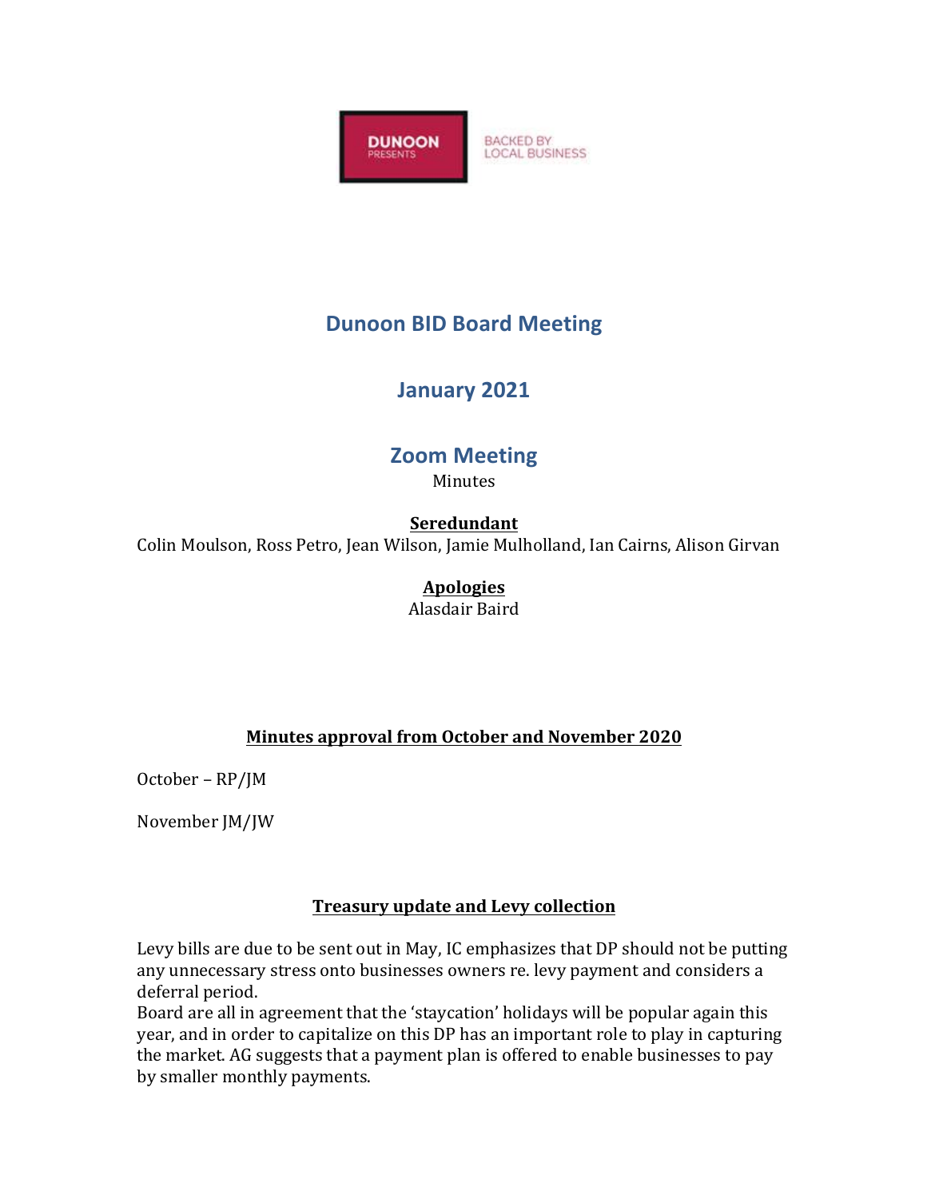DUNOON PRESENTS

BACKED BY LOCAL BUSINESS

# Dunoon BID Board Meeting

## January 2021

## Zoom Meeting

Minutes

**Seredundant**

Colin Moulson, Ross Petro, Jean Wilson, Jamie Mulholland, Ian Cairns, Alison Girvan

**Apologies**

Alasdair Baird

### Minutes approval from October and November 2020

October – RP/JM

November JM/JW

### Treasury update and Levy collection

Levy bills are due to be sent out in May, IC emphasizes that DP should not be putting any unnecessary stress onto businesses owners re. levy payment and considers a deferral period.

Board are all in agreement that the 'staycation' holidays will be popular again this year, and in order to capitalize on this DP has an important role to play in capturing the market. AG suggests that a payment plan is offered to enable businesses to pay by smaller monthly payments.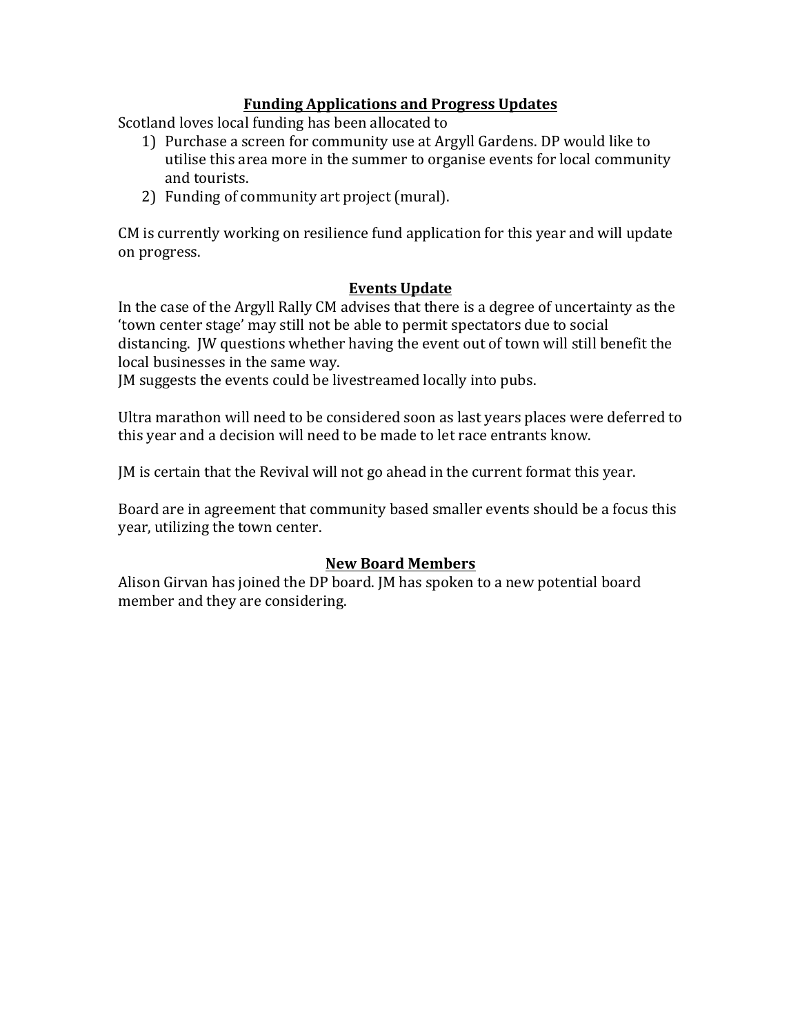## Funding Applications and Progress Updates

Scotland loves local funding has been allocated to

1) Purchase a screen for community use at Argyll Gardens. DP would like to utilise this area more in the summer to organise events for local community and tourists.
2) Funding of community art project (mural).

CM is currently working on resilience fund application for this year and will update on progress.

## Events Update

In the case of the Argyll Rally CM advises that there is a degree of uncertainty as the 'town center stage' may still not be able to permit spectators due to social distancing. JW questions whether having the event out of town will still benefit the local businesses in the same way.
JM suggests the events could be livestreamed locally into pubs.

Ultra marathon will need to be considered soon as last years places were deferred to this year and a decision will need to be made to let race entrants know.

JM is certain that the Revival will not go ahead in the current format this year.

Board are in agreement that community based smaller events should be a focus this year, utilizing the town center.

## New Board Members

Alison Girvan has joined the DP board. JM has spoken to a new potential board member and they are considering.